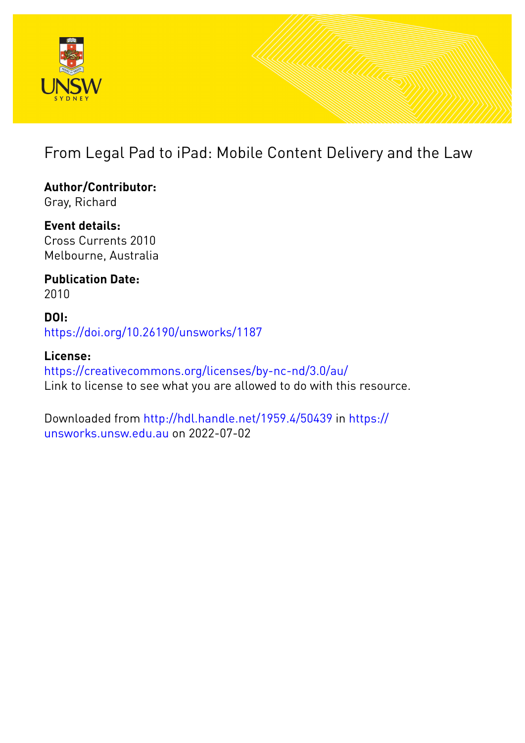# From Legal Pad to iPad: Mobile Content Delivery and the Law

**Author/Contributor:**
Gray, Richard

**Event details:**
Cross Currents 2010
Melbourne, Australia

**Publication Date:**
2010

**DOI:**
https://doi.org/10.26190/unsworks/1187

**License:**
https://creativecommons.org/licenses/by-nc-nd/3.0/au/
Link to license to see what you are allowed to do with this resource.

Downloaded from http://hdl.handle.net/1959.4/50439 in https://unsworks.unsw.edu.au on 2022-07-02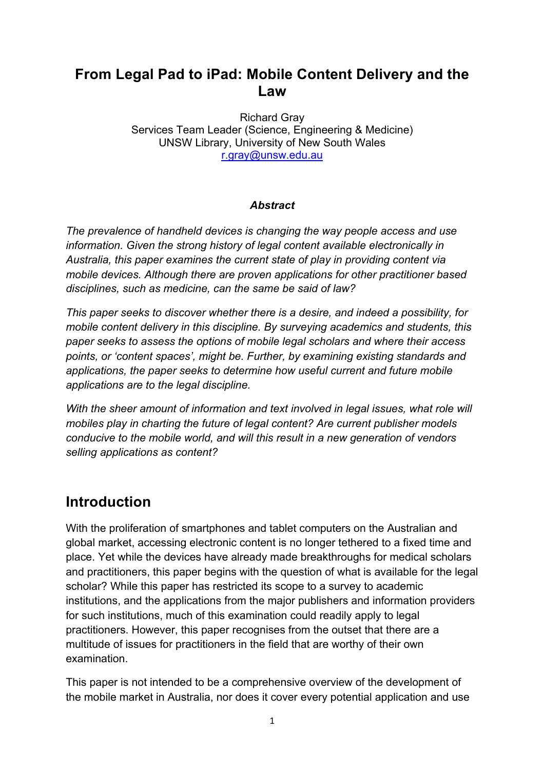# From Legal Pad to iPad: Mobile Content Delivery and the Law

Richard Gray
Services Team Leader (Science, Engineering & Medicine)
UNSW Library, University of New South Wales
r.gray@unsw.edu.au

***Abstract***

*The prevalence of handheld devices is changing the way people access and use information. Given the strong history of legal content available electronically in Australia, this paper examines the current state of play in providing content via mobile devices. Although there are proven applications for other practitioner based disciplines, such as medicine, can the same be said of law?*

*This paper seeks to discover whether there is a desire, and indeed a possibility, for mobile content delivery in this discipline. By surveying academics and students, this paper seeks to assess the options of mobile legal scholars and where their access points, or 'content spaces', might be. Further, by examining existing standards and applications, the paper seeks to determine how useful current and future mobile applications are to the legal discipline.*

*With the sheer amount of information and text involved in legal issues, what role will mobiles play in charting the future of legal content? Are current publisher models conducive to the mobile world, and will this result in a new generation of vendors selling applications as content?*

## Introduction

With the proliferation of smartphones and tablet computers on the Australian and global market, accessing electronic content is no longer tethered to a fixed time and place. Yet while the devices have already made breakthroughs for medical scholars and practitioners, this paper begins with the question of what is available for the legal scholar? While this paper has restricted its scope to a survey to academic institutions, and the applications from the major publishers and information providers for such institutions, much of this examination could readily apply to legal practitioners. However, this paper recognises from the outset that there are a multitude of issues for practitioners in the field that are worthy of their own examination.

This paper is not intended to be a comprehensive overview of the development of the mobile market in Australia, nor does it cover every potential application and use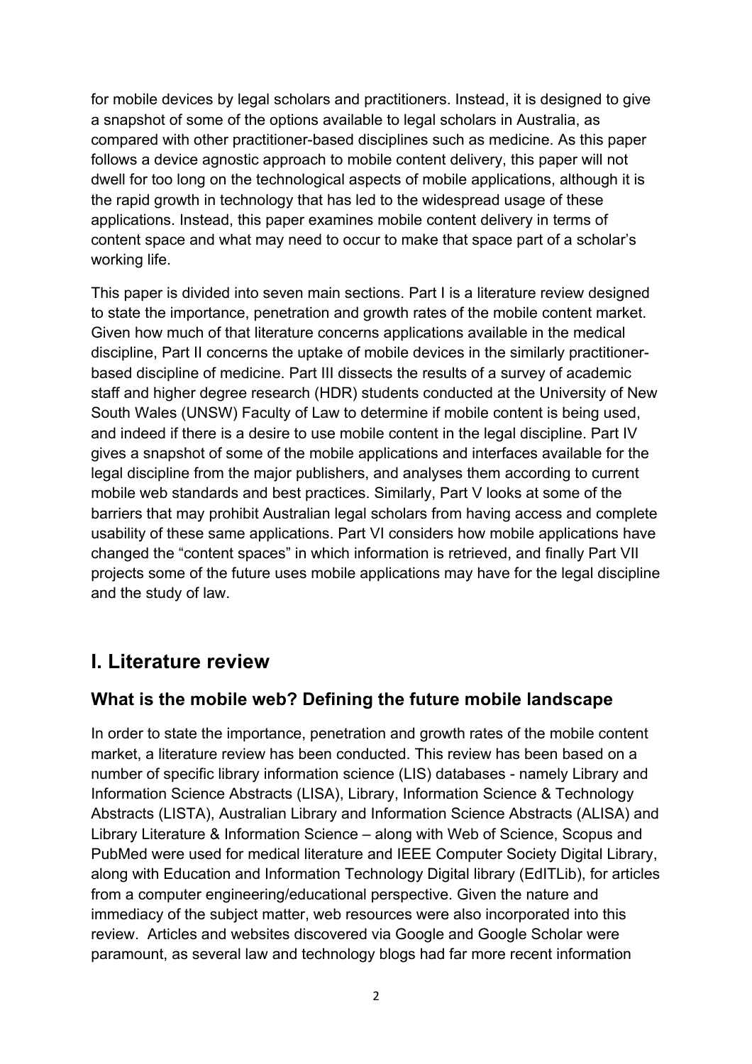for mobile devices by legal scholars and practitioners. Instead, it is designed to give a snapshot of some of the options available to legal scholars in Australia, as compared with other practitioner-based disciplines such as medicine. As this paper follows a device agnostic approach to mobile content delivery, this paper will not dwell for too long on the technological aspects of mobile applications, although it is the rapid growth in technology that has led to the widespread usage of these applications. Instead, this paper examines mobile content delivery in terms of content space and what may need to occur to make that space part of a scholar's working life.

This paper is divided into seven main sections. Part I is a literature review designed to state the importance, penetration and growth rates of the mobile content market. Given how much of that literature concerns applications available in the medical discipline, Part II concerns the uptake of mobile devices in the similarly practitioner-based discipline of medicine. Part III dissects the results of a survey of academic staff and higher degree research (HDR) students conducted at the University of New South Wales (UNSW) Faculty of Law to determine if mobile content is being used, and indeed if there is a desire to use mobile content in the legal discipline. Part IV gives a snapshot of some of the mobile applications and interfaces available for the legal discipline from the major publishers, and analyses them according to current mobile web standards and best practices. Similarly, Part V looks at some of the barriers that may prohibit Australian legal scholars from having access and complete usability of these same applications. Part VI considers how mobile applications have changed the "content spaces" in which information is retrieved, and finally Part VII projects some of the future uses mobile applications may have for the legal discipline and the study of law.

# I. Literature review

## What is the mobile web? Defining the future mobile landscape

In order to state the importance, penetration and growth rates of the mobile content market, a literature review has been conducted. This review has been based on a number of specific library information science (LIS) databases - namely Library and Information Science Abstracts (LISA), Library, Information Science & Technology Abstracts (LISTA), Australian Library and Information Science Abstracts (ALISA) and Library Literature & Information Science – along with Web of Science, Scopus and PubMed were used for medical literature and IEEE Computer Society Digital Library, along with Education and Information Technology Digital library (EdITLib), for articles from a computer engineering/educational perspective. Given the nature and immediacy of the subject matter, web resources were also incorporated into this review. Articles and websites discovered via Google and Google Scholar were paramount, as several law and technology blogs had far more recent information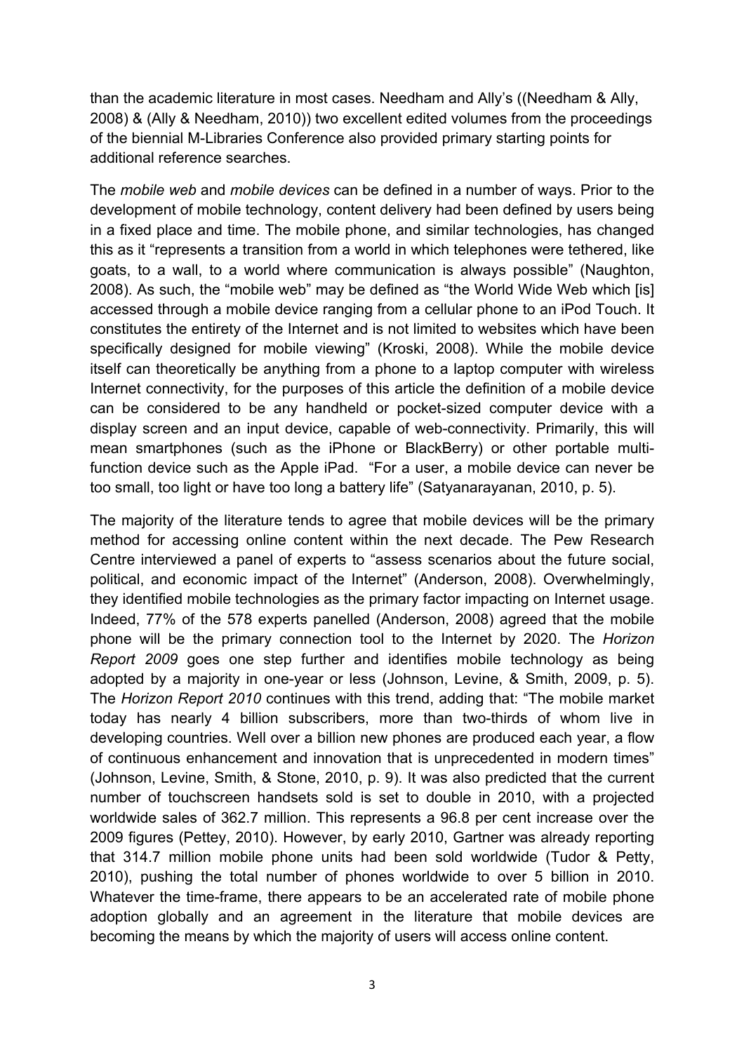than the academic literature in most cases. Needham and Ally's ((Needham & Ally, 2008) & (Ally & Needham, 2010)) two excellent edited volumes from the proceedings of the biennial M-Libraries Conference also provided primary starting points for additional reference searches.

The *mobile web* and *mobile devices* can be defined in a number of ways. Prior to the development of mobile technology, content delivery had been defined by users being in a fixed place and time. The mobile phone, and similar technologies, has changed this as it "represents a transition from a world in which telephones were tethered, like goats, to a wall, to a world where communication is always possible" (Naughton, 2008). As such, the "mobile web" may be defined as "the World Wide Web which [is] accessed through a mobile device ranging from a cellular phone to an iPod Touch. It constitutes the entirety of the Internet and is not limited to websites which have been specifically designed for mobile viewing" (Kroski, 2008). While the mobile device itself can theoretically be anything from a phone to a laptop computer with wireless Internet connectivity, for the purposes of this article the definition of a mobile device can be considered to be any handheld or pocket-sized computer device with a display screen and an input device, capable of web-connectivity. Primarily, this will mean smartphones (such as the iPhone or BlackBerry) or other portable multi-function device such as the Apple iPad. "For a user, a mobile device can never be too small, too light or have too long a battery life" (Satyanarayanan, 2010, p. 5).

The majority of the literature tends to agree that mobile devices will be the primary method for accessing online content within the next decade. The Pew Research Centre interviewed a panel of experts to "assess scenarios about the future social, political, and economic impact of the Internet" (Anderson, 2008). Overwhelmingly, they identified mobile technologies as the primary factor impacting on Internet usage. Indeed, 77% of the 578 experts panelled (Anderson, 2008) agreed that the mobile phone will be the primary connection tool to the Internet by 2020. The *Horizon Report 2009* goes one step further and identifies mobile technology as being adopted by a majority in one-year or less (Johnson, Levine, & Smith, 2009, p. 5). The *Horizon Report 2010* continues with this trend, adding that: "The mobile market today has nearly 4 billion subscribers, more than two-thirds of whom live in developing countries. Well over a billion new phones are produced each year, a flow of continuous enhancement and innovation that is unprecedented in modern times" (Johnson, Levine, Smith, & Stone, 2010, p. 9). It was also predicted that the current number of touchscreen handsets sold is set to double in 2010, with a projected worldwide sales of 362.7 million. This represents a 96.8 per cent increase over the 2009 figures (Pettey, 2010). However, by early 2010, Gartner was already reporting that 314.7 million mobile phone units had been sold worldwide (Tudor & Petty, 2010), pushing the total number of phones worldwide to over 5 billion in 2010. Whatever the time-frame, there appears to be an accelerated rate of mobile phone adoption globally and an agreement in the literature that mobile devices are becoming the means by which the majority of users will access online content.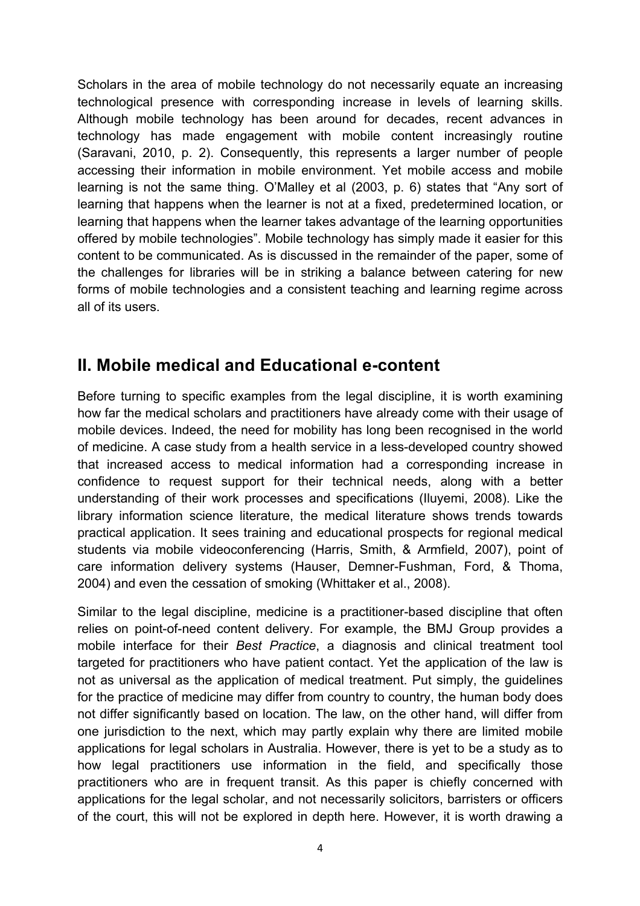Scholars in the area of mobile technology do not necessarily equate an increasing technological presence with corresponding increase in levels of learning skills. Although mobile technology has been around for decades, recent advances in technology has made engagement with mobile content increasingly routine (Saravani, 2010, p. 2). Consequently, this represents a larger number of people accessing their information in mobile environment. Yet mobile access and mobile learning is not the same thing. O'Malley et al (2003, p. 6) states that "Any sort of learning that happens when the learner is not at a fixed, predetermined location, or learning that happens when the learner takes advantage of the learning opportunities offered by mobile technologies". Mobile technology has simply made it easier for this content to be communicated. As is discussed in the remainder of the paper, some of the challenges for libraries will be in striking a balance between catering for new forms of mobile technologies and a consistent teaching and learning regime across all of its users.

## II. Mobile medical and Educational e-content

Before turning to specific examples from the legal discipline, it is worth examining how far the medical scholars and practitioners have already come with their usage of mobile devices. Indeed, the need for mobility has long been recognised in the world of medicine. A case study from a health service in a less-developed country showed that increased access to medical information had a corresponding increase in confidence to request support for their technical needs, along with a better understanding of their work processes and specifications (Iluyemi, 2008). Like the library information science literature, the medical literature shows trends towards practical application. It sees training and educational prospects for regional medical students via mobile videoconferencing (Harris, Smith, & Armfield, 2007), point of care information delivery systems (Hauser, Demner-Fushman, Ford, & Thoma, 2004) and even the cessation of smoking (Whittaker et al., 2008).

Similar to the legal discipline, medicine is a practitioner-based discipline that often relies on point-of-need content delivery. For example, the BMJ Group provides a mobile interface for their *Best Practice*, a diagnosis and clinical treatment tool targeted for practitioners who have patient contact. Yet the application of the law is not as universal as the application of medical treatment. Put simply, the guidelines for the practice of medicine may differ from country to country, the human body does not differ significantly based on location. The law, on the other hand, will differ from one jurisdiction to the next, which may partly explain why there are limited mobile applications for legal scholars in Australia. However, there is yet to be a study as to how legal practitioners use information in the field, and specifically those practitioners who are in frequent transit. As this paper is chiefly concerned with applications for the legal scholar, and not necessarily solicitors, barristers or officers of the court, this will not be explored in depth here. However, it is worth drawing a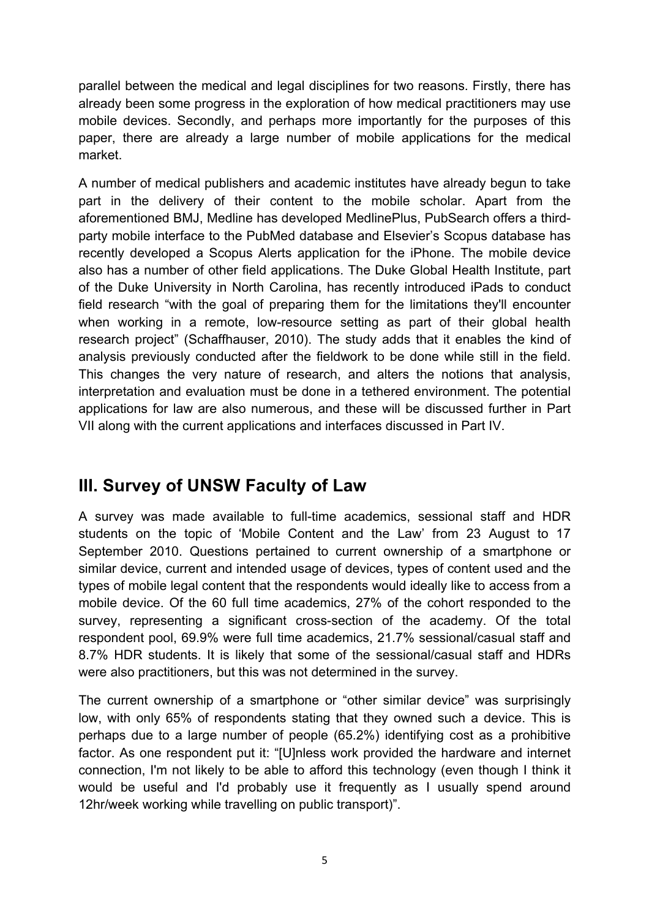parallel between the medical and legal disciplines for two reasons. Firstly, there has already been some progress in the exploration of how medical practitioners may use mobile devices. Secondly, and perhaps more importantly for the purposes of this paper, there are already a large number of mobile applications for the medical market.

A number of medical publishers and academic institutes have already begun to take part in the delivery of their content to the mobile scholar. Apart from the aforementioned BMJ, Medline has developed MedlinePlus, PubSearch offers a third-party mobile interface to the PubMed database and Elsevier's Scopus database has recently developed a Scopus Alerts application for the iPhone. The mobile device also has a number of other field applications. The Duke Global Health Institute, part of the Duke University in North Carolina, has recently introduced iPads to conduct field research "with the goal of preparing them for the limitations they'll encounter when working in a remote, low-resource setting as part of their global health research project" (Schaffhauser, 2010). The study adds that it enables the kind of analysis previously conducted after the fieldwork to be done while still in the field. This changes the very nature of research, and alters the notions that analysis, interpretation and evaluation must be done in a tethered environment. The potential applications for law are also numerous, and these will be discussed further in Part VII along with the current applications and interfaces discussed in Part IV.

## III. Survey of UNSW Faculty of Law

A survey was made available to full-time academics, sessional staff and HDR students on the topic of 'Mobile Content and the Law' from 23 August to 17 September 2010. Questions pertained to current ownership of a smartphone or similar device, current and intended usage of devices, types of content used and the types of mobile legal content that the respondents would ideally like to access from a mobile device. Of the 60 full time academics, 27% of the cohort responded to the survey, representing a significant cross-section of the academy. Of the total respondent pool, 69.9% were full time academics, 21.7% sessional/casual staff and 8.7% HDR students. It is likely that some of the sessional/casual staff and HDRs were also practitioners, but this was not determined in the survey.

The current ownership of a smartphone or "other similar device" was surprisingly low, with only 65% of respondents stating that they owned such a device. This is perhaps due to a large number of people (65.2%) identifying cost as a prohibitive factor. As one respondent put it: "[U]nless work provided the hardware and internet connection, I'm not likely to be able to afford this technology (even though I think it would be useful and I'd probably use it frequently as I usually spend around 12hr/week working while travelling on public transport)".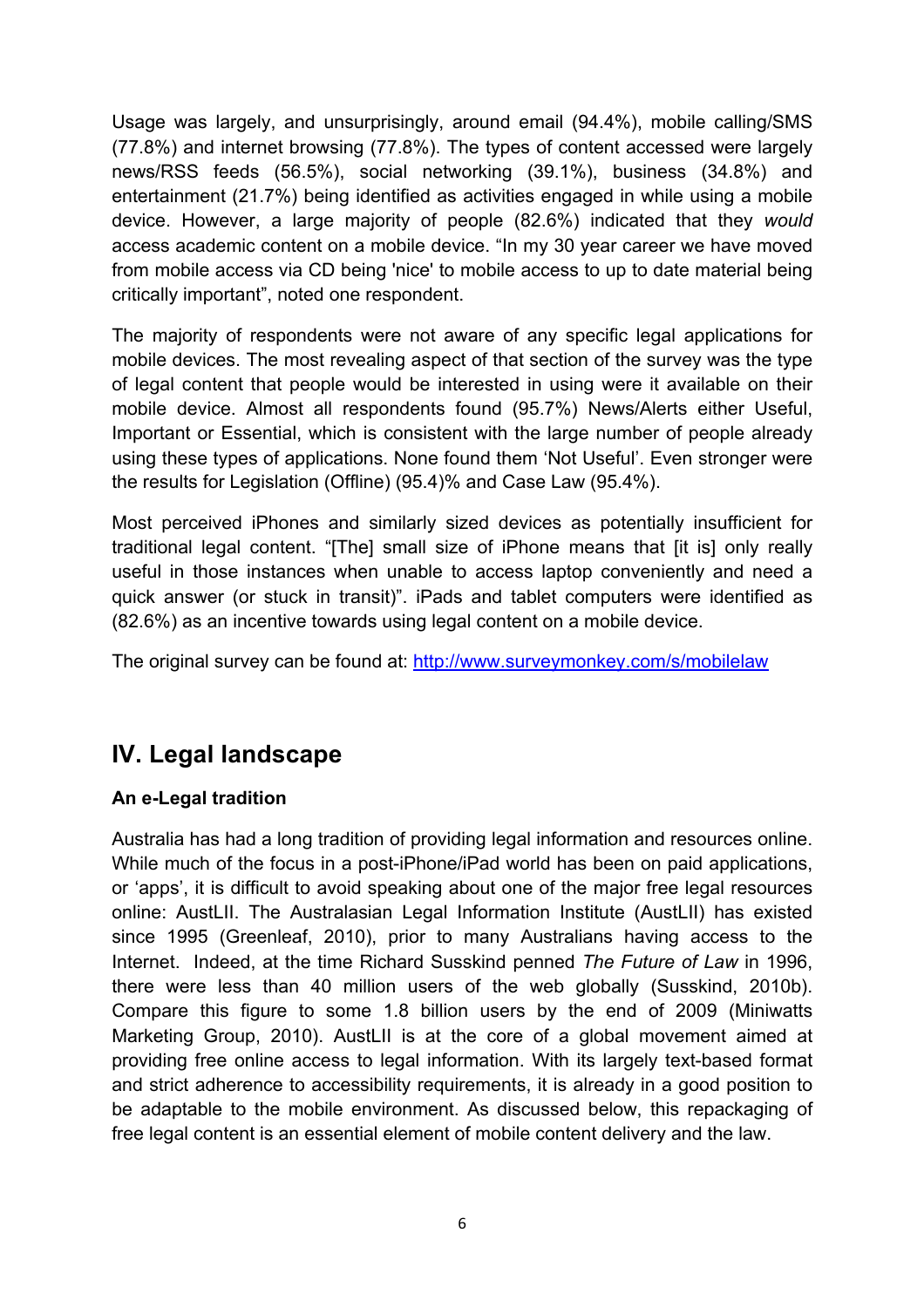Usage was largely, and unsurprisingly, around email (94.4%), mobile calling/SMS (77.8%) and internet browsing (77.8%). The types of content accessed were largely news/RSS feeds (56.5%), social networking (39.1%), business (34.8%) and entertainment (21.7%) being identified as activities engaged in while using a mobile device. However, a large majority of people (82.6%) indicated that they *would* access academic content on a mobile device. “In my 30 year career we have moved from mobile access via CD being 'nice' to mobile access to up to date material being critically important”, noted one respondent.

The majority of respondents were not aware of any specific legal applications for mobile devices. The most revealing aspect of that section of the survey was the type of legal content that people would be interested in using were it available on their mobile device. Almost all respondents found (95.7%) News/Alerts either Useful, Important or Essential, which is consistent with the large number of people already using these types of applications. None found them ‘Not Useful’. Even stronger were the results for Legislation (Offline) (95.4)% and Case Law (95.4%).

Most perceived iPhones and similarly sized devices as potentially insufficient for traditional legal content. “[The] small size of iPhone means that [it is] only really useful in those instances when unable to access laptop conveniently and need a quick answer (or stuck in transit)”. iPads and tablet computers were identified as (82.6%) as an incentive towards using legal content on a mobile device.

The original survey can be found at: http://www.surveymonkey.com/s/mobilelaw

## IV. Legal landscape

### An e-Legal tradition

Australia has had a long tradition of providing legal information and resources online. While much of the focus in a post-iPhone/iPad world has been on paid applications, or ‘apps’, it is difficult to avoid speaking about one of the major free legal resources online: AustLII. The Australasian Legal Information Institute (AustLII) has existed since 1995 (Greenleaf, 2010), prior to many Australians having access to the Internet. Indeed, at the time Richard Susskind penned *The Future of Law* in 1996, there were less than 40 million users of the web globally (Susskind, 2010b). Compare this figure to some 1.8 billion users by the end of 2009 (Miniwatts Marketing Group, 2010). AustLII is at the core of a global movement aimed at providing free online access to legal information. With its largely text-based format and strict adherence to accessibility requirements, it is already in a good position to be adaptable to the mobile environment. As discussed below, this repackaging of free legal content is an essential element of mobile content delivery and the law.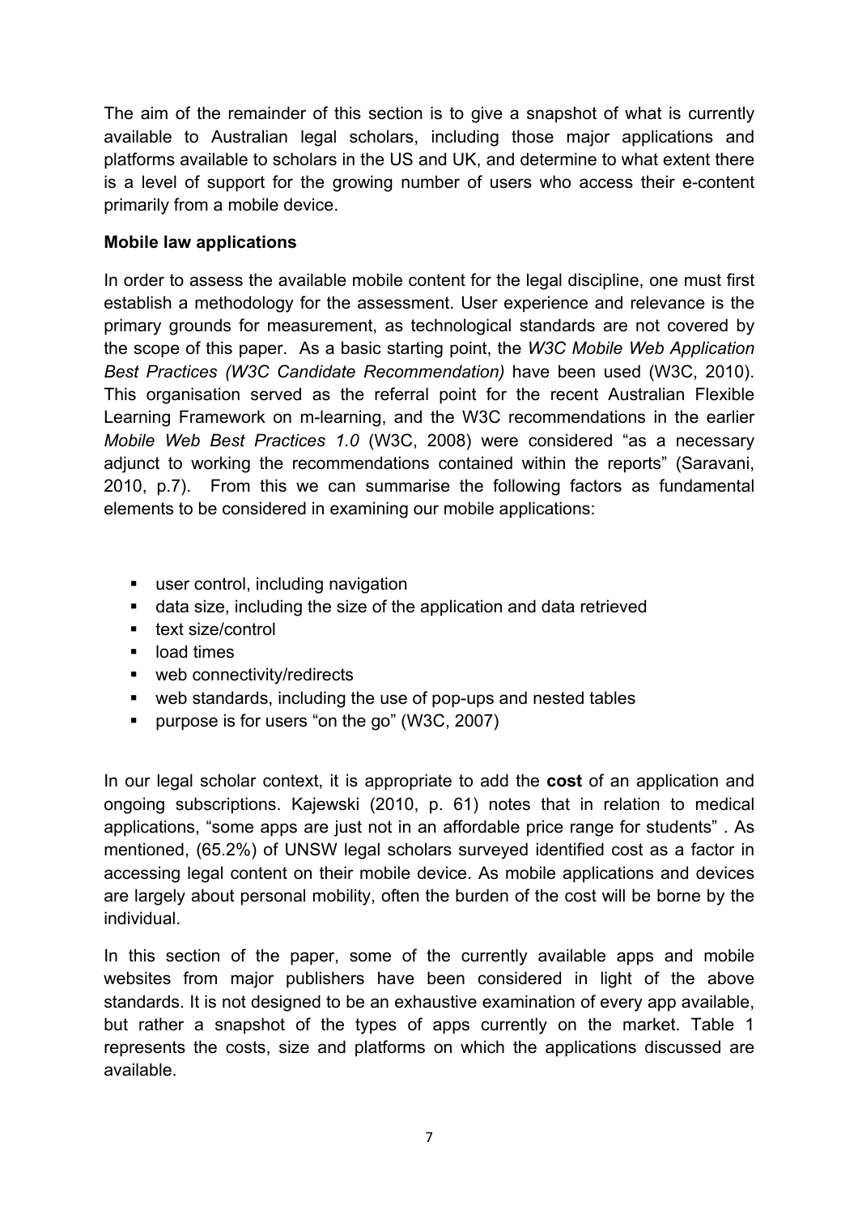The aim of the remainder of this section is to give a snapshot of what is currently available to Australian legal scholars, including those major applications and platforms available to scholars in the US and UK, and determine to what extent there is a level of support for the growing number of users who access their e-content primarily from a mobile device.

**Mobile law applications**

In order to assess the available mobile content for the legal discipline, one must first establish a methodology for the assessment. User experience and relevance is the primary grounds for measurement, as technological standards are not covered by the scope of this paper. As a basic starting point, the *W3C Mobile Web Application Best Practices (W3C Candidate Recommendation)* have been used (W3C, 2010). This organisation served as the referral point for the recent Australian Flexible Learning Framework on m-learning, and the W3C recommendations in the earlier *Mobile Web Best Practices 1.0* (W3C, 2008) were considered "as a necessary adjunct to working the recommendations contained within the reports" (Saravani, 2010, p.7). From this we can summarise the following factors as fundamental elements to be considered in examining our mobile applications:

- user control, including navigation
- data size, including the size of the application and data retrieved
- text size/control
- load times
- web connectivity/redirects
- web standards, including the use of pop-ups and nested tables
- purpose is for users "on the go" (W3C, 2007)

In our legal scholar context, it is appropriate to add the **cost** of an application and ongoing subscriptions. Kajewski (2010, p. 61) notes that in relation to medical applications, "some apps are just not in an affordable price range for students" . As mentioned, (65.2%) of UNSW legal scholars surveyed identified cost as a factor in accessing legal content on their mobile device. As mobile applications and devices are largely about personal mobility, often the burden of the cost will be borne by the individual.

In this section of the paper, some of the currently available apps and mobile websites from major publishers have been considered in light of the above standards. It is not designed to be an exhaustive examination of every app available, but rather a snapshot of the types of apps currently on the market. Table 1 represents the costs, size and platforms on which the applications discussed are available.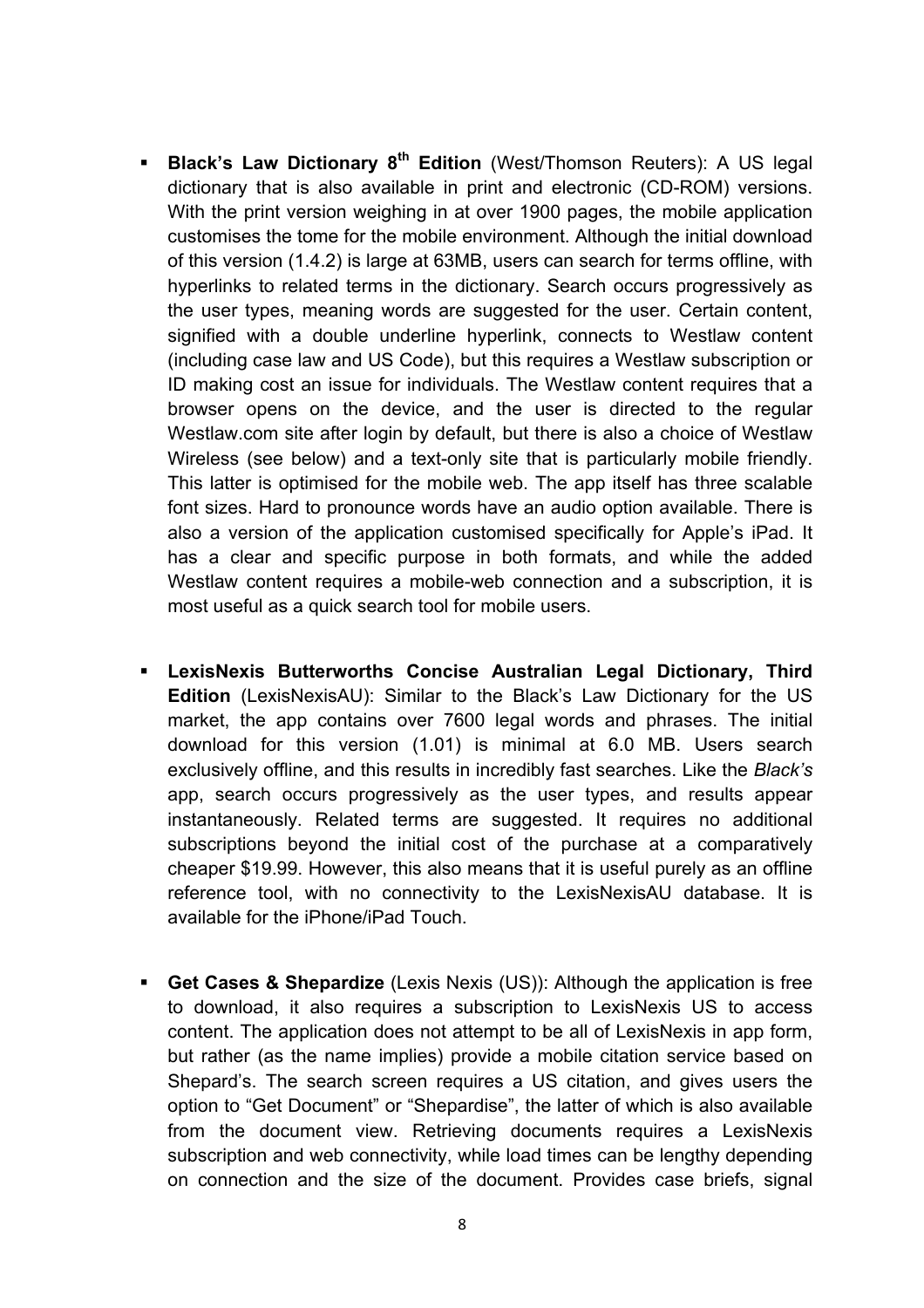- **Black's Law Dictionary 8th Edition** (West/Thomson Reuters): A US legal dictionary that is also available in print and electronic (CD-ROM) versions. With the print version weighing in at over 1900 pages, the mobile application customises the tome for the mobile environment. Although the initial download of this version (1.4.2) is large at 63MB, users can search for terms offline, with hyperlinks to related terms in the dictionary. Search occurs progressively as the user types, meaning words are suggested for the user. Certain content, signified with a double underline hyperlink, connects to Westlaw content (including case law and US Code), but this requires a Westlaw subscription or ID making cost an issue for individuals. The Westlaw content requires that a browser opens on the device, and the user is directed to the regular Westlaw.com site after login by default, but there is also a choice of Westlaw Wireless (see below) and a text-only site that is particularly mobile friendly. This latter is optimised for the mobile web. The app itself has three scalable font sizes. Hard to pronounce words have an audio option available. There is also a version of the application customised specifically for Apple's iPad. It has a clear and specific purpose in both formats, and while the added Westlaw content requires a mobile-web connection and a subscription, it is most useful as a quick search tool for mobile users.

- **LexisNexis Butterworths Concise Australian Legal Dictionary, Third Edition** (LexisNexisAU): Similar to the Black's Law Dictionary for the US market, the app contains over 7600 legal words and phrases. The initial download for this version (1.01) is minimal at 6.0 MB. Users search exclusively offline, and this results in incredibly fast searches. Like the *Black's* app, search occurs progressively as the user types, and results appear instantaneously. Related terms are suggested. It requires no additional subscriptions beyond the initial cost of the purchase at a comparatively cheaper $19.99. However, this also means that it is useful purely as an offline reference tool, with no connectivity to the LexisNexisAU database. It is available for the iPhone/iPad Touch.

- **Get Cases & Shepardize** (Lexis Nexis (US)): Although the application is free to download, it also requires a subscription to LexisNexis US to access content. The application does not attempt to be all of LexisNexis in app form, but rather (as the name implies) provide a mobile citation service based on Shepard's. The search screen requires a US citation, and gives users the option to "Get Document" or "Shepardise", the latter of which is also available from the document view. Retrieving documents requires a LexisNexis subscription and web connectivity, while load times can be lengthy depending on connection and the size of the document. Provides case briefs, signal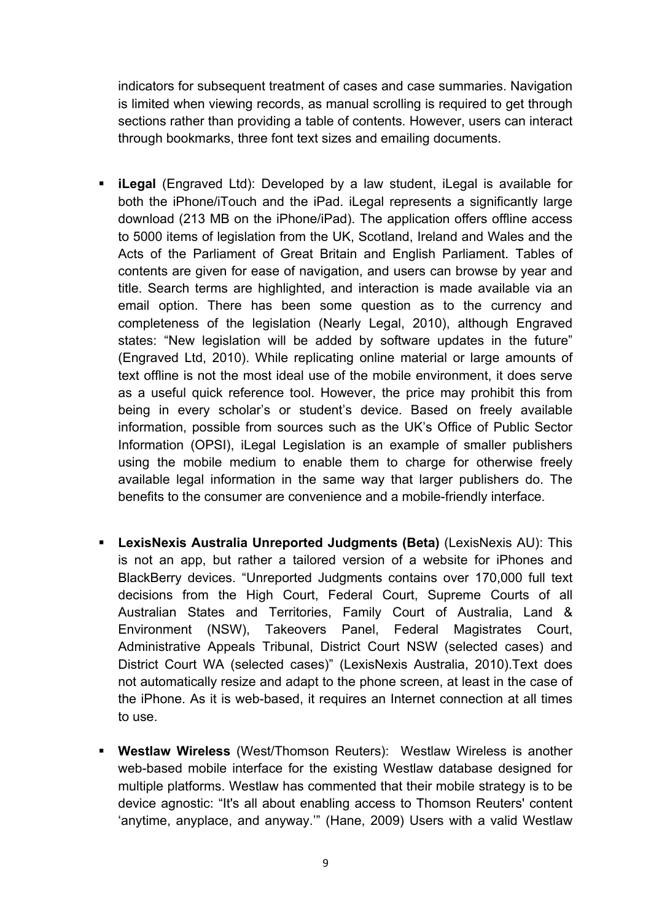indicators for subsequent treatment of cases and case summaries. Navigation is limited when viewing records, as manual scrolling is required to get through sections rather than providing a table of contents. However, users can interact through bookmarks, three font text sizes and emailing documents.

- **iLegal** (Engraved Ltd): Developed by a law student, iLegal is available for both the iPhone/iTouch and the iPad. iLegal represents a significantly large download (213 MB on the iPhone/iPad). The application offers offline access to 5000 items of legislation from the UK, Scotland, Ireland and Wales and the Acts of the Parliament of Great Britain and English Parliament. Tables of contents are given for ease of navigation, and users can browse by year and title. Search terms are highlighted, and interaction is made available via an email option. There has been some question as to the currency and completeness of the legislation (Nearly Legal, 2010), although Engraved states: "New legislation will be added by software updates in the future" (Engraved Ltd, 2010). While replicating online material or large amounts of text offline is not the most ideal use of the mobile environment, it does serve as a useful quick reference tool. However, the price may prohibit this from being in every scholar's or student's device. Based on freely available information, possible from sources such as the UK's Office of Public Sector Information (OPSI), iLegal Legislation is an example of smaller publishers using the mobile medium to enable them to charge for otherwise freely available legal information in the same way that larger publishers do. The benefits to the consumer are convenience and a mobile-friendly interface.

- **LexisNexis Australia Unreported Judgments (Beta)** (LexisNexis AU): This is not an app, but rather a tailored version of a website for iPhones and BlackBerry devices. "Unreported Judgments contains over 170,000 full text decisions from the High Court, Federal Court, Supreme Courts of all Australian States and Territories, Family Court of Australia, Land & Environment (NSW), Takeovers Panel, Federal Magistrates Court, Administrative Appeals Tribunal, District Court NSW (selected cases) and District Court WA (selected cases)" (LexisNexis Australia, 2010).Text does not automatically resize and adapt to the phone screen, at least in the case of the iPhone. As it is web-based, it requires an Internet connection at all times to use.

- **Westlaw Wireless** (West/Thomson Reuters): Westlaw Wireless is another web-based mobile interface for the existing Westlaw database designed for multiple platforms. Westlaw has commented that their mobile strategy is to be device agnostic: "It's all about enabling access to Thomson Reuters' content 'anytime, anyplace, and anyway.'" (Hane, 2009) Users with a valid Westlaw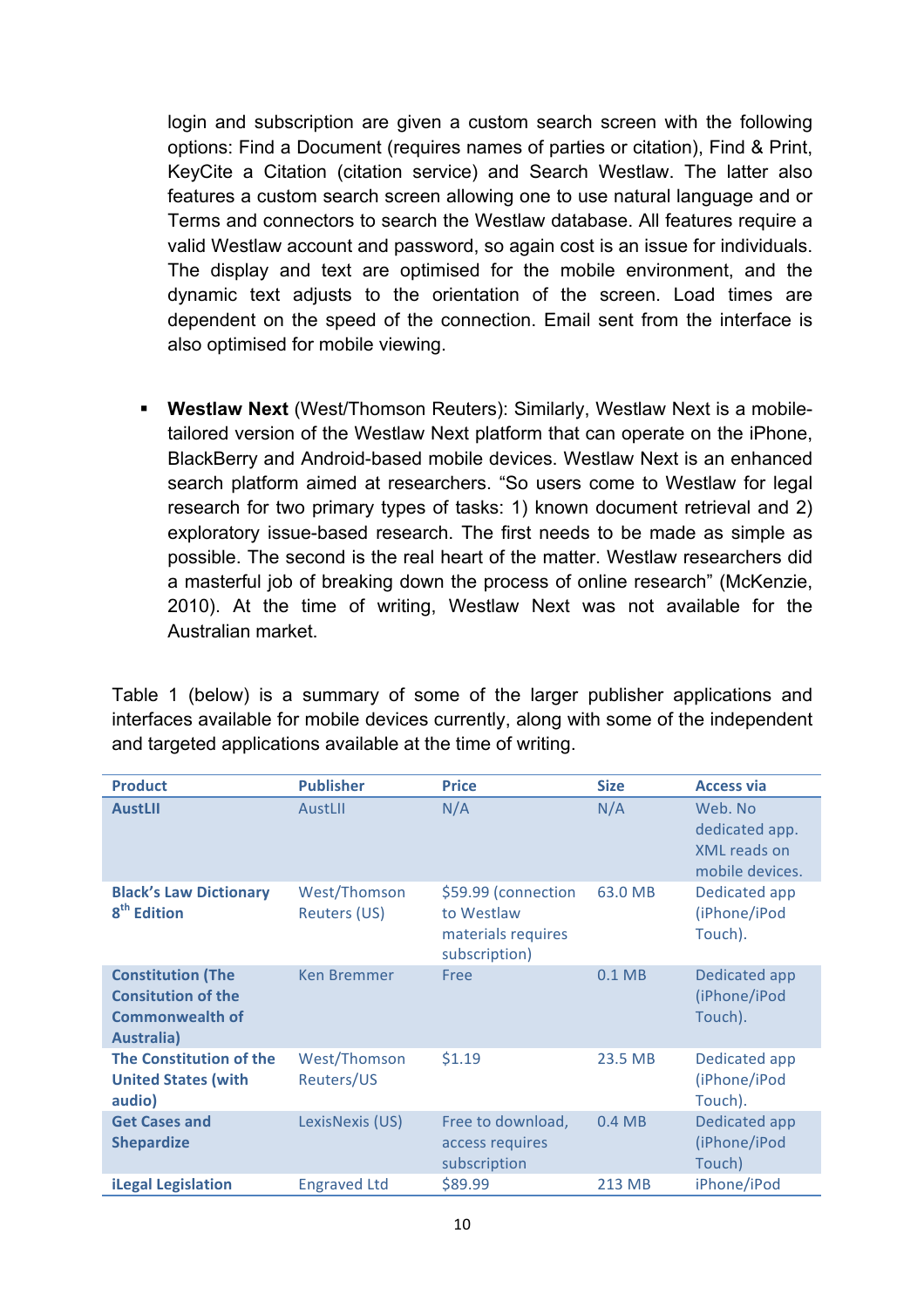login and subscription are given a custom search screen with the following options: Find a Document (requires names of parties or citation), Find & Print, KeyCite a Citation (citation service) and Search Westlaw. The latter also features a custom search screen allowing one to use natural language and or Terms and connectors to search the Westlaw database. All features require a valid Westlaw account and password, so again cost is an issue for individuals. The display and text are optimised for the mobile environment, and the dynamic text adjusts to the orientation of the screen. Load times are dependent on the speed of the connection. Email sent from the interface is also optimised for mobile viewing.

- **Westlaw Next** (West/Thomson Reuters): Similarly, Westlaw Next is a mobile-tailored version of the Westlaw Next platform that can operate on the iPhone, BlackBerry and Android-based mobile devices. Westlaw Next is an enhanced search platform aimed at researchers. "So users come to Westlaw for legal research for two primary types of tasks: 1) known document retrieval and 2) exploratory issue-based research. The first needs to be made as simple as possible. The second is the real heart of the matter. Westlaw researchers did a masterful job of breaking down the process of online research" (McKenzie, 2010). At the time of writing, Westlaw Next was not available for the Australian market.

Table 1 (below) is a summary of some of the larger publisher applications and interfaces available for mobile devices currently, along with some of the independent and targeted applications available at the time of writing.

| Product | Publisher | Price | Size | Access via |
|---|---|---|---|---|
| **AustLII** | AustLII | N/A | N/A | Web. No dedicated app. XML reads on mobile devices. |
| **Black's Law Dictionary 8th Edition** | West/Thomson Reuters (US) | $59.99 (connection to Westlaw materials requires subscription) | 63.0 MB | Dedicated app (iPhone/iPod Touch). |
| **Constitution (The Consitution of the Commonwealth of Australia)** | Ken Bremmer | Free | 0.1 MB | Dedicated app (iPhone/iPod Touch). |
| **The Constitution of the United States (with audio)** | West/Thomson Reuters/US | $1.19 | 23.5 MB | Dedicated app (iPhone/iPod Touch). |
| **Get Cases and Shepardize** | LexisNexis (US) | Free to download, access requires subscription | 0.4 MB | Dedicated app (iPhone/iPod Touch) |
| **iLegal Legislation** | Engraved Ltd | $89.99 | 213 MB | iPhone/iPod |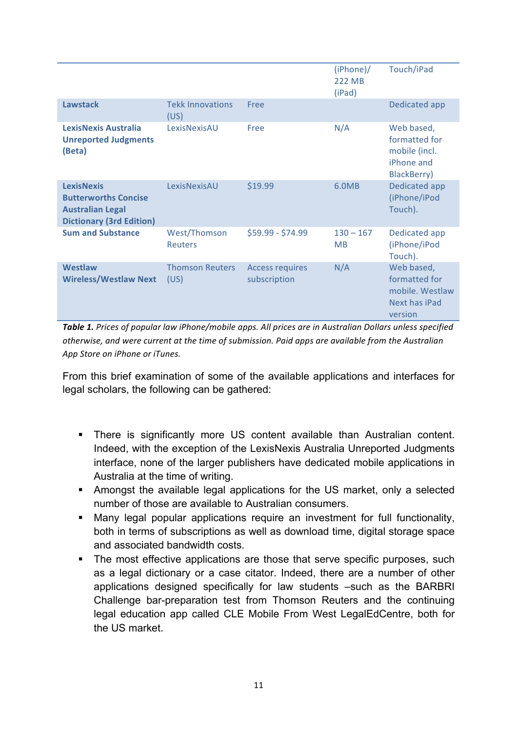| | | | | |
|---|---|---|---|---|
| | | | (iPhone)/ 222 MB (iPad) | Touch/iPad |
| **Lawstack** | Tekk Innovations (US) | Free | | Dedicated app |
| **LexisNexis Australia Unreported Judgments (Beta)** | LexisNexisAU | Free | N/A | Web based, formatted for mobile (incl. iPhone and BlackBerry) |
| **LexisNexis Butterworths Concise Australian Legal Dictionary (3rd Edition)** | LexisNexisAU | $19.99 | 6.0MB | Dedicated app (iPhone/iPod Touch). |
| **Sum and Substance** | West/Thomson Reuters | $59.99 - $74.99 | 130 – 167 MB | Dedicated app (iPhone/iPod Touch). |
| **Westlaw Wireless/Westlaw Next** | Thomson Reuters (US) | Access requires subscription | N/A | Web based, formatted for mobile. Westlaw Next has iPad version |

***Table 1.*** *Prices of popular law iPhone/mobile apps. All prices are in Australian Dollars unless specified otherwise, and were current at the time of submission. Paid apps are available from the Australian App Store on iPhone or iTunes.*

From this brief examination of some of the available applications and interfaces for legal scholars, the following can be gathered:

- There is significantly more US content available than Australian content. Indeed, with the exception of the LexisNexis Australia Unreported Judgments interface, none of the larger publishers have dedicated mobile applications in Australia at the time of writing.
- Amongst the available legal applications for the US market, only a selected number of those are available to Australian consumers.
- Many legal popular applications require an investment for full functionality, both in terms of subscriptions as well as download time, digital storage space and associated bandwidth costs.
- The most effective applications are those that serve specific purposes, such as a legal dictionary or a case citator. Indeed, there are a number of other applications designed specifically for law students –such as the BARBRI Challenge bar-preparation test from Thomson Reuters and the continuing legal education app called CLE Mobile From West LegalEdCentre, both for the US market.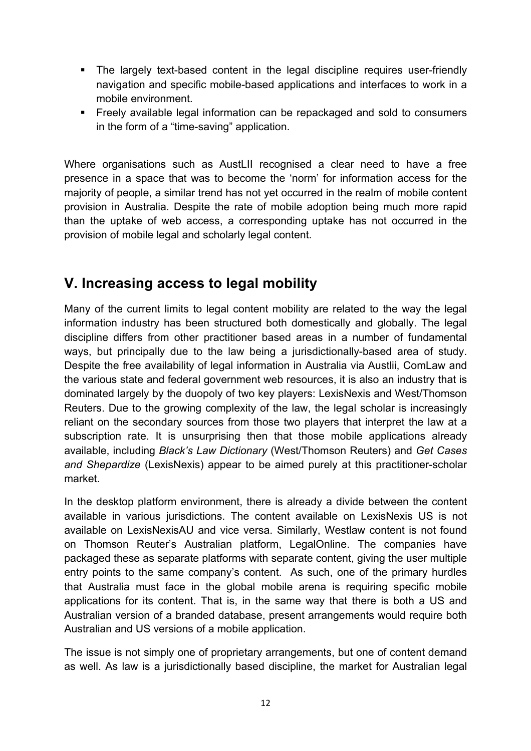- The largely text-based content in the legal discipline requires user-friendly navigation and specific mobile-based applications and interfaces to work in a mobile environment.
- Freely available legal information can be repackaged and sold to consumers in the form of a "time-saving" application.

Where organisations such as AustLII recognised a clear need to have a free presence in a space that was to become the 'norm' for information access for the majority of people, a similar trend has not yet occurred in the realm of mobile content provision in Australia. Despite the rate of mobile adoption being much more rapid than the uptake of web access, a corresponding uptake has not occurred in the provision of mobile legal and scholarly legal content.

## V. Increasing access to legal mobility

Many of the current limits to legal content mobility are related to the way the legal information industry has been structured both domestically and globally. The legal discipline differs from other practitioner based areas in a number of fundamental ways, but principally due to the law being a jurisdictionally-based area of study. Despite the free availability of legal information in Australia via Austlii, ComLaw and the various state and federal government web resources, it is also an industry that is dominated largely by the duopoly of two key players: LexisNexis and West/Thomson Reuters. Due to the growing complexity of the law, the legal scholar is increasingly reliant on the secondary sources from those two players that interpret the law at a subscription rate. It is unsurprising then that those mobile applications already available, including *Black's Law Dictionary* (West/Thomson Reuters) and *Get Cases and Shepardize* (LexisNexis) appear to be aimed purely at this practitioner-scholar market.

In the desktop platform environment, there is already a divide between the content available in various jurisdictions. The content available on LexisNexis US is not available on LexisNexisAU and vice versa. Similarly, Westlaw content is not found on Thomson Reuter's Australian platform, LegalOnline. The companies have packaged these as separate platforms with separate content, giving the user multiple entry points to the same company's content. As such, one of the primary hurdles that Australia must face in the global mobile arena is requiring specific mobile applications for its content. That is, in the same way that there is both a US and Australian version of a branded database, present arrangements would require both Australian and US versions of a mobile application.

The issue is not simply one of proprietary arrangements, but one of content demand as well. As law is a jurisdictionally based discipline, the market for Australian legal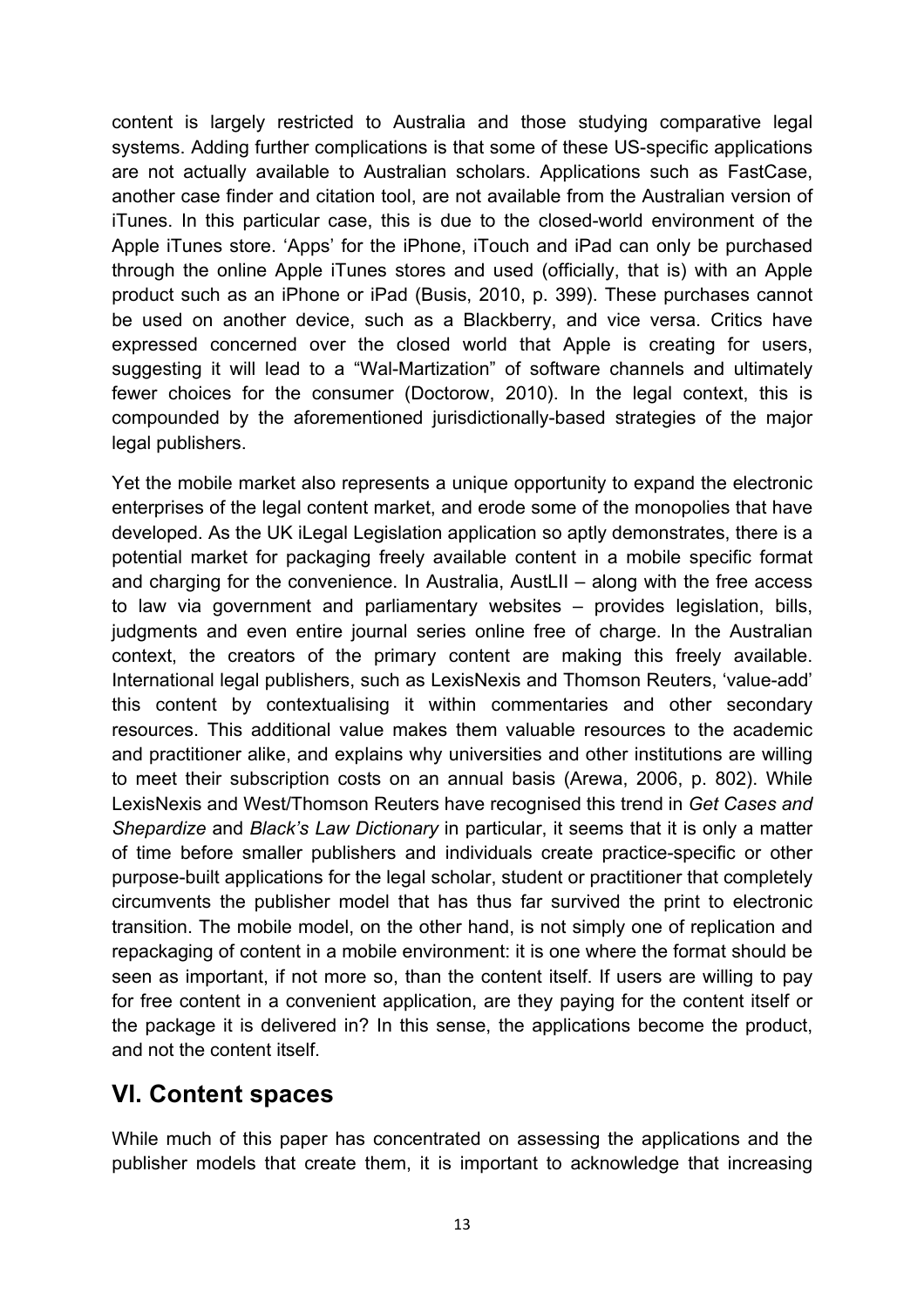content is largely restricted to Australia and those studying comparative legal systems. Adding further complications is that some of these US-specific applications are not actually available to Australian scholars. Applications such as FastCase, another case finder and citation tool, are not available from the Australian version of iTunes. In this particular case, this is due to the closed-world environment of the Apple iTunes store. 'Apps' for the iPhone, iTouch and iPad can only be purchased through the online Apple iTunes stores and used (officially, that is) with an Apple product such as an iPhone or iPad (Busis, 2010, p. 399). These purchases cannot be used on another device, such as a Blackberry, and vice versa. Critics have expressed concerned over the closed world that Apple is creating for users, suggesting it will lead to a "Wal-Martization" of software channels and ultimately fewer choices for the consumer (Doctorow, 2010). In the legal context, this is compounded by the aforementioned jurisdictionally-based strategies of the major legal publishers.

Yet the mobile market also represents a unique opportunity to expand the electronic enterprises of the legal content market, and erode some of the monopolies that have developed. As the UK iLegal Legislation application so aptly demonstrates, there is a potential market for packaging freely available content in a mobile specific format and charging for the convenience. In Australia, AustLII – along with the free access to law via government and parliamentary websites – provides legislation, bills, judgments and even entire journal series online free of charge. In the Australian context, the creators of the primary content are making this freely available. International legal publishers, such as LexisNexis and Thomson Reuters, 'value-add' this content by contextualising it within commentaries and other secondary resources. This additional value makes them valuable resources to the academic and practitioner alike, and explains why universities and other institutions are willing to meet their subscription costs on an annual basis (Arewa, 2006, p. 802). While LexisNexis and West/Thomson Reuters have recognised this trend in *Get Cases and Shepardize* and *Black's Law Dictionary* in particular, it seems that it is only a matter of time before smaller publishers and individuals create practice-specific or other purpose-built applications for the legal scholar, student or practitioner that completely circumvents the publisher model that has thus far survived the print to electronic transition. The mobile model, on the other hand, is not simply one of replication and repackaging of content in a mobile environment: it is one where the format should be seen as important, if not more so, than the content itself. If users are willing to pay for free content in a convenient application, are they paying for the content itself or the package it is delivered in? In this sense, the applications become the product, and not the content itself.

## VI. Content spaces

While much of this paper has concentrated on assessing the applications and the publisher models that create them, it is important to acknowledge that increasing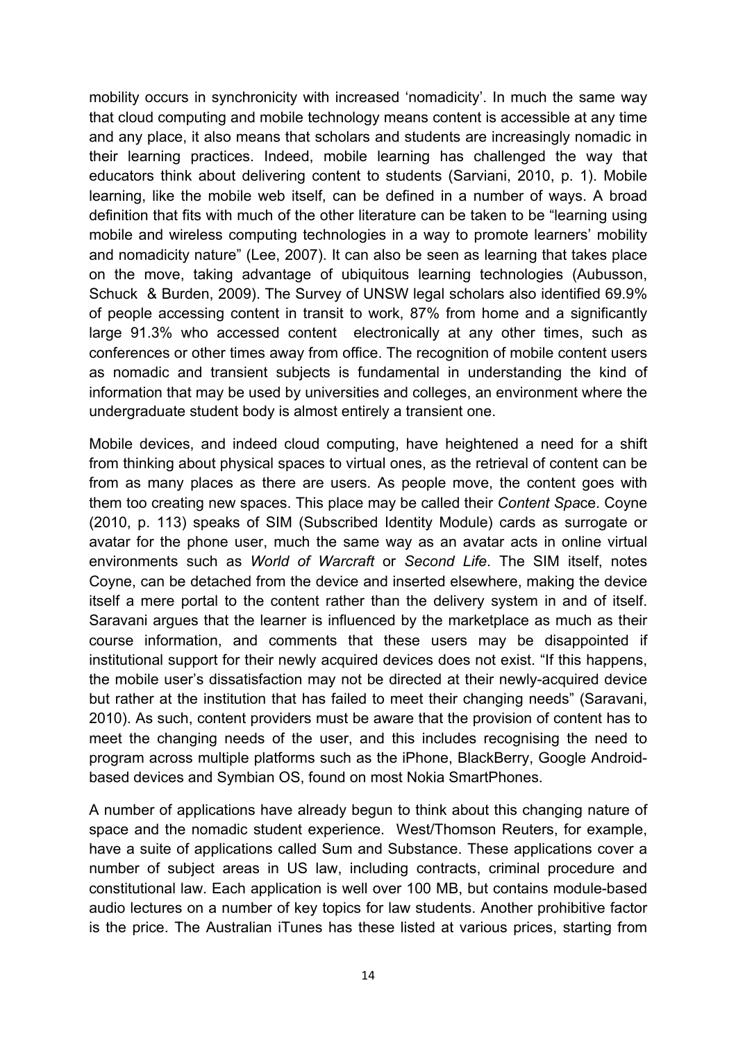mobility occurs in synchronicity with increased 'nomadicity'. In much the same way that cloud computing and mobile technology means content is accessible at any time and any place, it also means that scholars and students are increasingly nomadic in their learning practices. Indeed, mobile learning has challenged the way that educators think about delivering content to students (Sarviani, 2010, p. 1). Mobile learning, like the mobile web itself, can be defined in a number of ways. A broad definition that fits with much of the other literature can be taken to be "learning using mobile and wireless computing technologies in a way to promote learners' mobility and nomadicity nature" (Lee, 2007). It can also be seen as learning that takes place on the move, taking advantage of ubiquitous learning technologies (Aubusson, Schuck & Burden, 2009). The Survey of UNSW legal scholars also identified 69.9% of people accessing content in transit to work, 87% from home and a significantly large 91.3% who accessed content electronically at any other times, such as conferences or other times away from office. The recognition of mobile content users as nomadic and transient subjects is fundamental in understanding the kind of information that may be used by universities and colleges, an environment where the undergraduate student body is almost entirely a transient one.

Mobile devices, and indeed cloud computing, have heightened a need for a shift from thinking about physical spaces to virtual ones, as the retrieval of content can be from as many places as there are users. As people move, the content goes with them too creating new spaces. This place may be called their *Content Space*. Coyne (2010, p. 113) speaks of SIM (Subscribed Identity Module) cards as surrogate or avatar for the phone user, much the same way as an avatar acts in online virtual environments such as *World of Warcraft* or *Second Life*. The SIM itself, notes Coyne, can be detached from the device and inserted elsewhere, making the device itself a mere portal to the content rather than the delivery system in and of itself. Saravani argues that the learner is influenced by the marketplace as much as their course information, and comments that these users may be disappointed if institutional support for their newly acquired devices does not exist. "If this happens, the mobile user's dissatisfaction may not be directed at their newly-acquired device but rather at the institution that has failed to meet their changing needs" (Saravani, 2010). As such, content providers must be aware that the provision of content has to meet the changing needs of the user, and this includes recognising the need to program across multiple platforms such as the iPhone, BlackBerry, Google Android-based devices and Symbian OS, found on most Nokia SmartPhones.

A number of applications have already begun to think about this changing nature of space and the nomadic student experience. West/Thomson Reuters, for example, have a suite of applications called Sum and Substance. These applications cover a number of subject areas in US law, including contracts, criminal procedure and constitutional law. Each application is well over 100 MB, but contains module-based audio lectures on a number of key topics for law students. Another prohibitive factor is the price. The Australian iTunes has these listed at various prices, starting from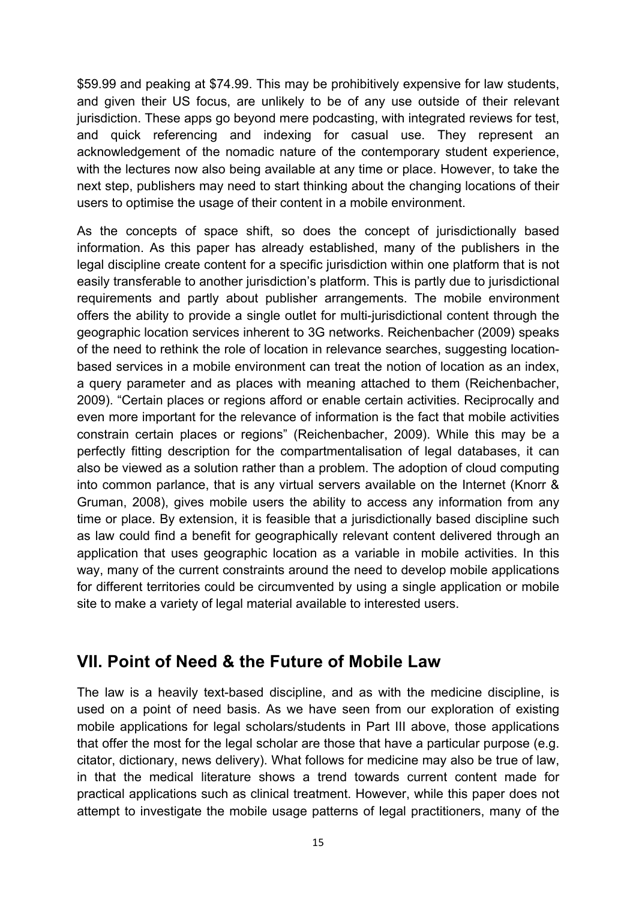$59.99 and peaking at $74.99. This may be prohibitively expensive for law students, and given their US focus, are unlikely to be of any use outside of their relevant jurisdiction. These apps go beyond mere podcasting, with integrated reviews for test, and quick referencing and indexing for casual use. They represent an acknowledgement of the nomadic nature of the contemporary student experience, with the lectures now also being available at any time or place. However, to take the next step, publishers may need to start thinking about the changing locations of their users to optimise the usage of their content in a mobile environment.

As the concepts of space shift, so does the concept of jurisdictionally based information. As this paper has already established, many of the publishers in the legal discipline create content for a specific jurisdiction within one platform that is not easily transferable to another jurisdiction's platform. This is partly due to jurisdictional requirements and partly about publisher arrangements. The mobile environment offers the ability to provide a single outlet for multi-jurisdictional content through the geographic location services inherent to 3G networks. Reichenbacher (2009) speaks of the need to rethink the role of location in relevance searches, suggesting location-based services in a mobile environment can treat the notion of location as an index, a query parameter and as places with meaning attached to them (Reichenbacher, 2009). "Certain places or regions afford or enable certain activities. Reciprocally and even more important for the relevance of information is the fact that mobile activities constrain certain places or regions" (Reichenbacher, 2009). While this may be a perfectly fitting description for the compartmentalisation of legal databases, it can also be viewed as a solution rather than a problem. The adoption of cloud computing into common parlance, that is any virtual servers available on the Internet (Knorr & Gruman, 2008), gives mobile users the ability to access any information from any time or place. By extension, it is feasible that a jurisdictionally based discipline such as law could find a benefit for geographically relevant content delivered through an application that uses geographic location as a variable in mobile activities. In this way, many of the current constraints around the need to develop mobile applications for different territories could be circumvented by using a single application or mobile site to make a variety of legal material available to interested users.

## VII. Point of Need & the Future of Mobile Law

The law is a heavily text-based discipline, and as with the medicine discipline, is used on a point of need basis. As we have seen from our exploration of existing mobile applications for legal scholars/students in Part III above, those applications that offer the most for the legal scholar are those that have a particular purpose (e.g. citator, dictionary, news delivery). What follows for medicine may also be true of law, in that the medical literature shows a trend towards current content made for practical applications such as clinical treatment. However, while this paper does not attempt to investigate the mobile usage patterns of legal practitioners, many of the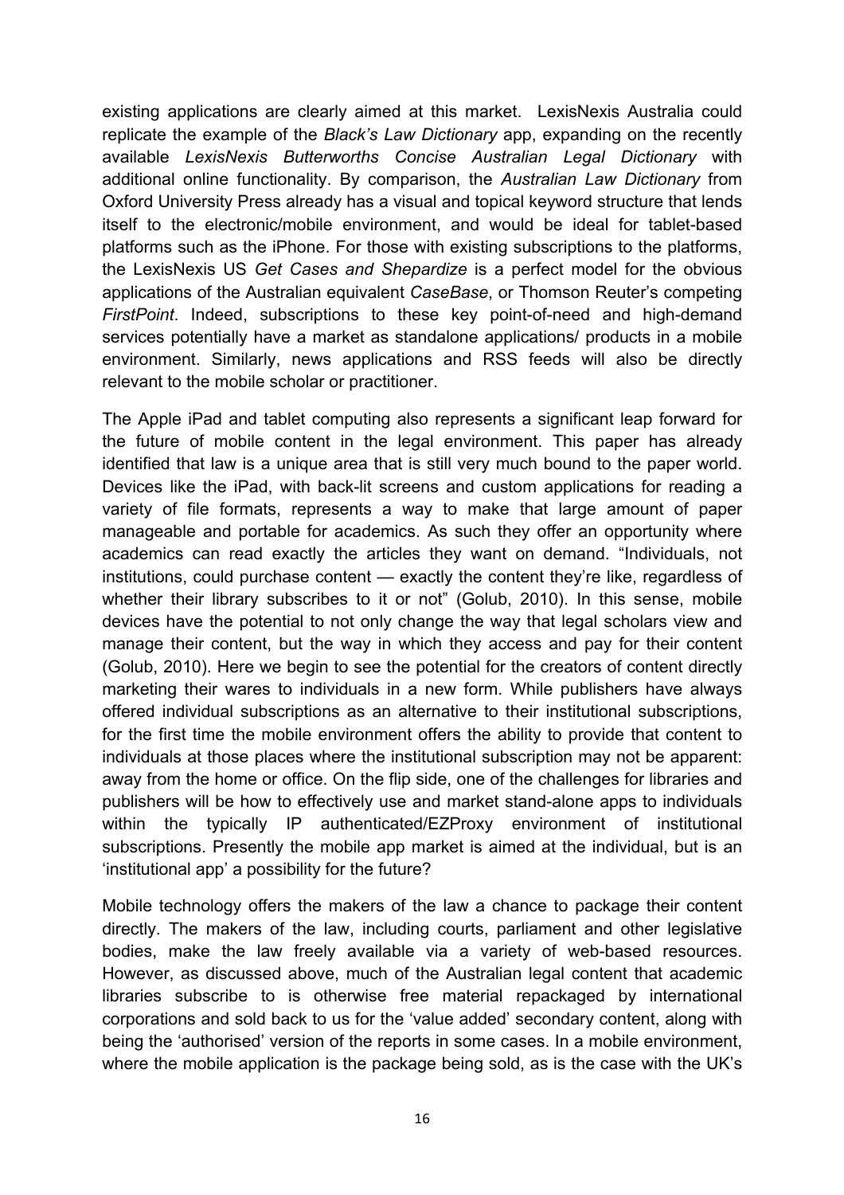existing applications are clearly aimed at this market. LexisNexis Australia could replicate the example of the *Black's Law Dictionary* app, expanding on the recently available *LexisNexis Butterworths Concise Australian Legal Dictionary* with additional online functionality. By comparison, the *Australian Law Dictionary* from Oxford University Press already has a visual and topical keyword structure that lends itself to the electronic/mobile environment, and would be ideal for tablet-based platforms such as the iPhone. For those with existing subscriptions to the platforms, the LexisNexis US *Get Cases and Shepardize* is a perfect model for the obvious applications of the Australian equivalent *CaseBase*, or Thomson Reuter's competing *FirstPoint*. Indeed, subscriptions to these key point-of-need and high-demand services potentially have a market as standalone applications/ products in a mobile environment. Similarly, news applications and RSS feeds will also be directly relevant to the mobile scholar or practitioner.

The Apple iPad and tablet computing also represents a significant leap forward for the future of mobile content in the legal environment. This paper has already identified that law is a unique area that is still very much bound to the paper world. Devices like the iPad, with back-lit screens and custom applications for reading a variety of file formats, represents a way to make that large amount of paper manageable and portable for academics. As such they offer an opportunity where academics can read exactly the articles they want on demand. "Individuals, not institutions, could purchase content — exactly the content they're like, regardless of whether their library subscribes to it or not" (Golub, 2010). In this sense, mobile devices have the potential to not only change the way that legal scholars view and manage their content, but the way in which they access and pay for their content (Golub, 2010). Here we begin to see the potential for the creators of content directly marketing their wares to individuals in a new form. While publishers have always offered individual subscriptions as an alternative to their institutional subscriptions, for the first time the mobile environment offers the ability to provide that content to individuals at those places where the institutional subscription may not be apparent: away from the home or office. On the flip side, one of the challenges for libraries and publishers will be how to effectively use and market stand-alone apps to individuals within the typically IP authenticated/EZProxy environment of institutional subscriptions. Presently the mobile app market is aimed at the individual, but is an 'institutional app' a possibility for the future?

Mobile technology offers the makers of the law a chance to package their content directly. The makers of the law, including courts, parliament and other legislative bodies, make the law freely available via a variety of web-based resources. However, as discussed above, much of the Australian legal content that academic libraries subscribe to is otherwise free material repackaged by international corporations and sold back to us for the 'value added' secondary content, along with being the 'authorised' version of the reports in some cases. In a mobile environment, where the mobile application is the package being sold, as is the case with the UK's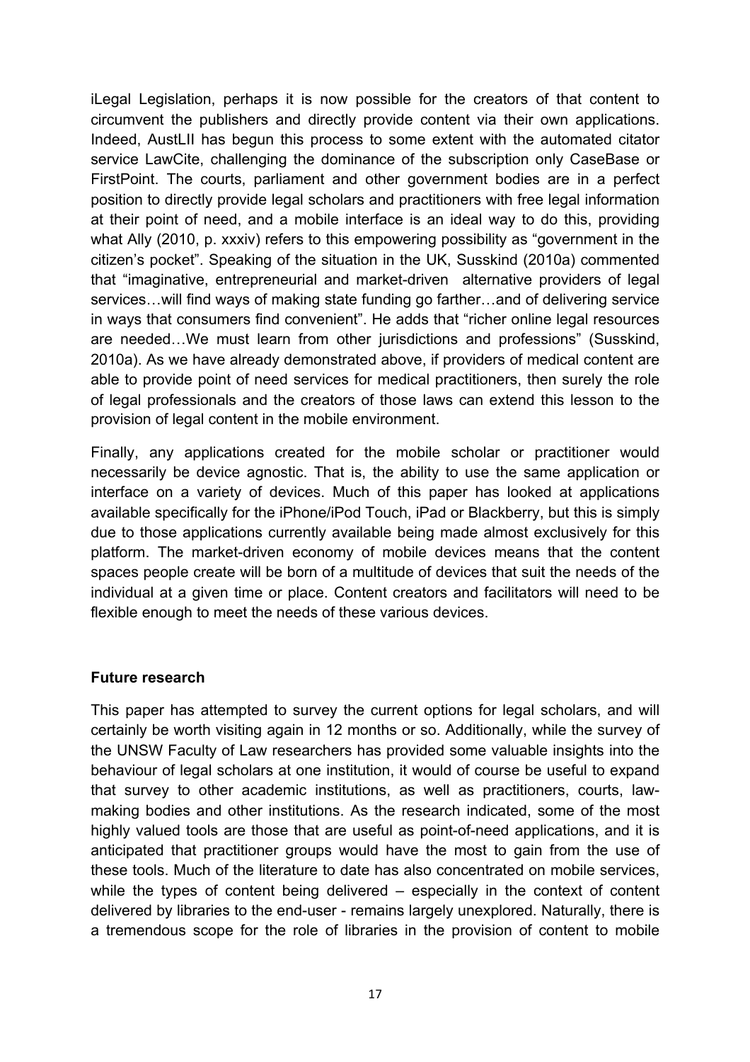iLegal Legislation, perhaps it is now possible for the creators of that content to circumvent the publishers and directly provide content via their own applications. Indeed, AustLII has begun this process to some extent with the automated citator service LawCite, challenging the dominance of the subscription only CaseBase or FirstPoint. The courts, parliament and other government bodies are in a perfect position to directly provide legal scholars and practitioners with free legal information at their point of need, and a mobile interface is an ideal way to do this, providing what Ally (2010, p. xxxiv) refers to this empowering possibility as "government in the citizen's pocket". Speaking of the situation in the UK, Susskind (2010a) commented that "imaginative, entrepreneurial and market-driven alternative providers of legal services…will find ways of making state funding go farther…and of delivering service in ways that consumers find convenient". He adds that "richer online legal resources are needed…We must learn from other jurisdictions and professions" (Susskind, 2010a). As we have already demonstrated above, if providers of medical content are able to provide point of need services for medical practitioners, then surely the role of legal professionals and the creators of those laws can extend this lesson to the provision of legal content in the mobile environment.

Finally, any applications created for the mobile scholar or practitioner would necessarily be device agnostic. That is, the ability to use the same application or interface on a variety of devices. Much of this paper has looked at applications available specifically for the iPhone/iPod Touch, iPad or Blackberry, but this is simply due to those applications currently available being made almost exclusively for this platform. The market-driven economy of mobile devices means that the content spaces people create will be born of a multitude of devices that suit the needs of the individual at a given time or place. Content creators and facilitators will need to be flexible enough to meet the needs of these various devices.

**Future research**

This paper has attempted to survey the current options for legal scholars, and will certainly be worth visiting again in 12 months or so. Additionally, while the survey of the UNSW Faculty of Law researchers has provided some valuable insights into the behaviour of legal scholars at one institution, it would of course be useful to expand that survey to other academic institutions, as well as practitioners, courts, law-making bodies and other institutions. As the research indicated, some of the most highly valued tools are those that are useful as point-of-need applications, and it is anticipated that practitioner groups would have the most to gain from the use of these tools. Much of the literature to date has also concentrated on mobile services, while the types of content being delivered – especially in the context of content delivered by libraries to the end-user - remains largely unexplored. Naturally, there is a tremendous scope for the role of libraries in the provision of content to mobile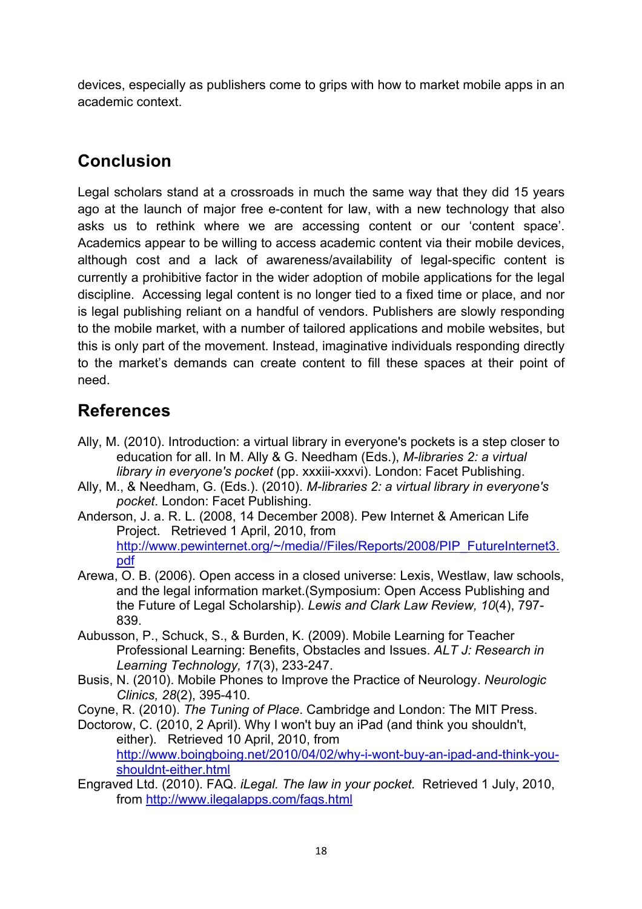devices, especially as publishers come to grips with how to market mobile apps in an academic context.

## Conclusion

Legal scholars stand at a crossroads in much the same way that they did 15 years ago at the launch of major free e-content for law, with a new technology that also asks us to rethink where we are accessing content or our 'content space'. Academics appear to be willing to access academic content via their mobile devices, although cost and a lack of awareness/availability of legal-specific content is currently a prohibitive factor in the wider adoption of mobile applications for the legal discipline. Accessing legal content is no longer tied to a fixed time or place, and nor is legal publishing reliant on a handful of vendors. Publishers are slowly responding to the mobile market, with a number of tailored applications and mobile websites, but this is only part of the movement. Instead, imaginative individuals responding directly to the market's demands can create content to fill these spaces at their point of need.

## References

Ally, M. (2010). Introduction: a virtual library in everyone's pockets is a step closer to education for all. In M. Ally & G. Needham (Eds.), *M-libraries 2: a virtual library in everyone's pocket* (pp. xxxiii-xxxvi). London: Facet Publishing.

Ally, M., & Needham, G. (Eds.). (2010). *M-libraries 2: a virtual library in everyone's pocket*. London: Facet Publishing.

Anderson, J. a. R. L. (2008, 14 December 2008). Pew Internet & American Life Project. Retrieved 1 April, 2010, from http://www.pewinternet.org/~/media//Files/Reports/2008/PIP_FutureInternet3.pdf

Arewa, O. B. (2006). Open access in a closed universe: Lexis, Westlaw, law schools, and the legal information market.(Symposium: Open Access Publishing and the Future of Legal Scholarship). *Lewis and Clark Law Review, 10*(4), 797-839.

Aubusson, P., Schuck, S., & Burden, K. (2009). Mobile Learning for Teacher Professional Learning: Benefits, Obstacles and Issues. *ALT J: Research in Learning Technology, 17*(3), 233-247.

Busis, N. (2010). Mobile Phones to Improve the Practice of Neurology. *Neurologic Clinics, 28*(2), 395-410.

Coyne, R. (2010). *The Tuning of Place*. Cambridge and London: The MIT Press.

Doctorow, C. (2010, 2 April). Why I won't buy an iPad (and think you shouldn't, either). Retrieved 10 April, 2010, from http://www.boingboing.net/2010/04/02/why-i-wont-buy-an-ipad-and-think-you-shouldnt-either.html

Engraved Ltd. (2010). FAQ. *iLegal. The law in your pocket.* Retrieved 1 July, 2010, from http://www.ilegalapps.com/faqs.html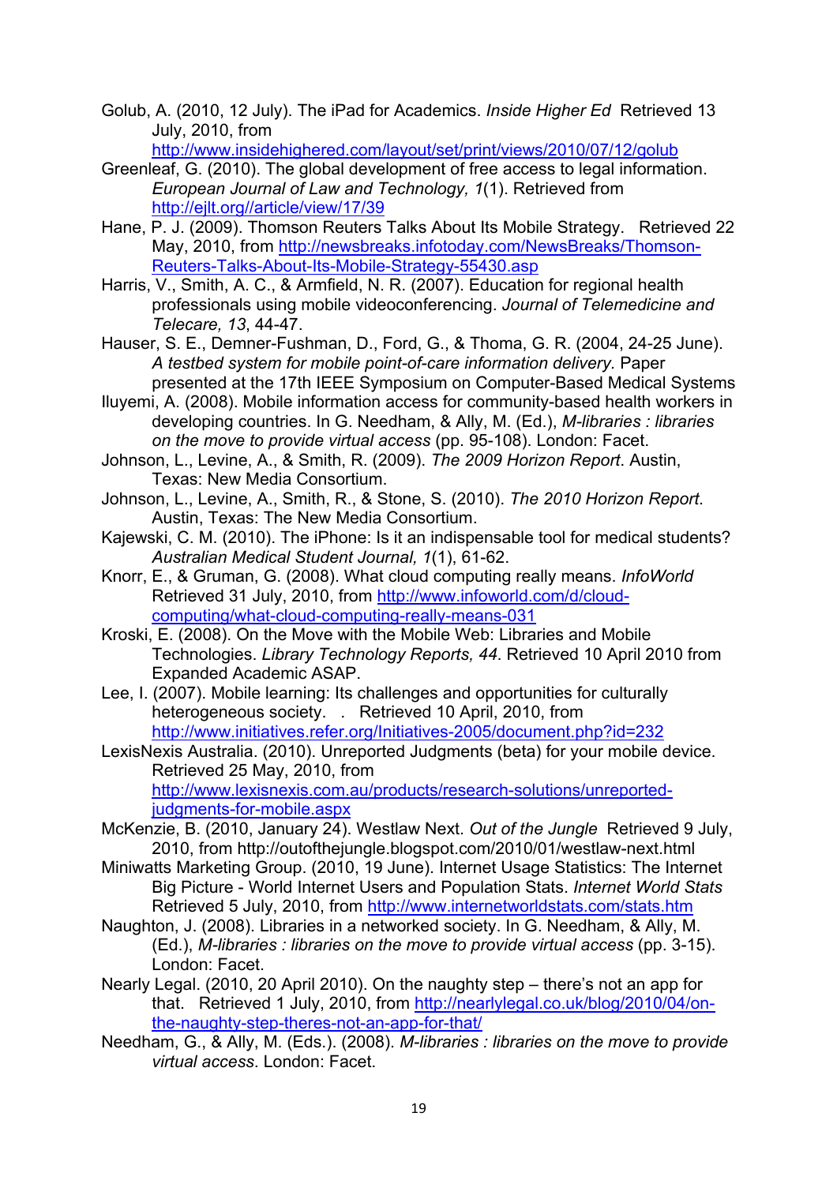Golub, A. (2010, 12 July). The iPad for Academics. *Inside Higher Ed* Retrieved 13 July, 2010, from http://www.insidehighered.com/layout/set/print/views/2010/07/12/golub

Greenleaf, G. (2010). The global development of free access to legal information. *European Journal of Law and Technology, 1*(1). Retrieved from http://ejlt.org//article/view/17/39

Hane, P. J. (2009). Thomson Reuters Talks About Its Mobile Strategy. Retrieved 22 May, 2010, from http://newsbreaks.infotoday.com/NewsBreaks/Thomson-Reuters-Talks-About-Its-Mobile-Strategy-55430.asp

Harris, V., Smith, A. C., & Armfield, N. R. (2007). Education for regional health professionals using mobile videoconferencing. *Journal of Telemedicine and Telecare, 13*, 44-47.

Hauser, S. E., Demner-Fushman, D., Ford, G., & Thoma, G. R. (2004, 24-25 June). *A testbed system for mobile point-of-care information delivery.* Paper presented at the 17th IEEE Symposium on Computer-Based Medical Systems

Iluyemi, A. (2008). Mobile information access for community-based health workers in developing countries. In G. Needham, & Ally, M. (Ed.), *M-libraries : libraries on the move to provide virtual access* (pp. 95-108). London: Facet.

Johnson, L., Levine, A., & Smith, R. (2009). *The 2009 Horizon Report*. Austin, Texas: New Media Consortium.

Johnson, L., Levine, A., Smith, R., & Stone, S. (2010). *The 2010 Horizon Report*. Austin, Texas: The New Media Consortium.

Kajewski, C. M. (2010). The iPhone: Is it an indispensable tool for medical students? *Australian Medical Student Journal, 1*(1), 61-62.

Knorr, E., & Gruman, G. (2008). What cloud computing really means. *InfoWorld* Retrieved 31 July, 2010, from http://www.infoworld.com/d/cloud-computing/what-cloud-computing-really-means-031

Kroski, E. (2008). On the Move with the Mobile Web: Libraries and Mobile Technologies. *Library Technology Reports, 44*. Retrieved 10 April 2010 from Expanded Academic ASAP.

Lee, I. (2007). Mobile learning: Its challenges and opportunities for culturally heterogeneous society. . Retrieved 10 April, 2010, from http://www.initiatives.refer.org/Initiatives-2005/document.php?id=232

LexisNexis Australia. (2010). Unreported Judgments (beta) for your mobile device. Retrieved 25 May, 2010, from http://www.lexisnexis.com.au/products/research-solutions/unreported-judgments-for-mobile.aspx

McKenzie, B. (2010, January 24). Westlaw Next. *Out of the Jungle* Retrieved 9 July, 2010, from http://outofthejungle.blogspot.com/2010/01/westlaw-next.html

Miniwatts Marketing Group. (2010, 19 June). Internet Usage Statistics: The Internet Big Picture - World Internet Users and Population Stats. *Internet World Stats* Retrieved 5 July, 2010, from http://www.internetworldstats.com/stats.htm

Naughton, J. (2008). Libraries in a networked society. In G. Needham, & Ally, M. (Ed.), *M-libraries : libraries on the move to provide virtual access* (pp. 3-15). London: Facet.

Nearly Legal. (2010, 20 April 2010). On the naughty step – there's not an app for that. Retrieved 1 July, 2010, from http://nearlylegal.co.uk/blog/2010/04/on-the-naughty-step-theres-not-an-app-for-that/

Needham, G., & Ally, M. (Eds.). (2008). *M-libraries : libraries on the move to provide virtual access*. London: Facet.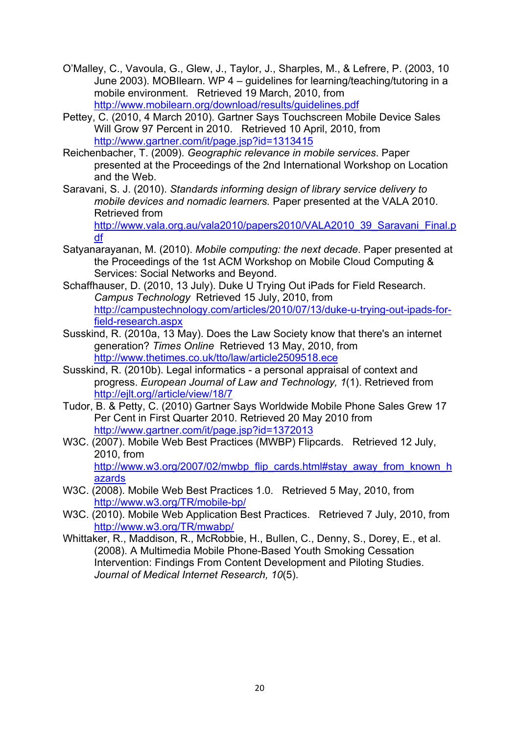O'Malley, C., Vavoula, G., Glew, J., Taylor, J., Sharples, M., & Lefrere, P. (2003, 10 June 2003). MOBIlearn. WP 4 – guidelines for learning/teaching/tutoring in a mobile environment.   Retrieved 19 March, 2010, from http://www.mobilearn.org/download/results/guidelines.pdf

Pettey, C. (2010, 4 March 2010). Gartner Says Touchscreen Mobile Device Sales Will Grow 97 Percent in 2010.   Retrieved 10 April, 2010, from http://www.gartner.com/it/page.jsp?id=1313415

Reichenbacher, T. (2009). *Geographic relevance in mobile services*. Paper presented at the Proceedings of the 2nd International Workshop on Location and the Web.

Saravani, S. J. (2010). *Standards informing design of library service delivery to mobile devices and nomadic learners.* Paper presented at the VALA 2010. Retrieved from http://www.vala.org.au/vala2010/papers2010/VALA2010_39_Saravani_Final.pdf

Satyanarayanan, M. (2010). *Mobile computing: the next decade*. Paper presented at the Proceedings of the 1st ACM Workshop on Mobile Cloud Computing & Services: Social Networks and Beyond.

Schaffhauser, D. (2010, 13 July). Duke U Trying Out iPads for Field Research. *Campus Technology*  Retrieved 15 July, 2010, from http://campustechnology.com/articles/2010/07/13/duke-u-trying-out-ipads-for-field-research.aspx

Susskind, R. (2010a, 13 May). Does the Law Society know that there's an internet generation? *Times Online*  Retrieved 13 May, 2010, from http://www.thetimes.co.uk/tto/law/article2509518.ece

Susskind, R. (2010b). Legal informatics - a personal appraisal of context and progress. *European Journal of Law and Technology, 1*(1). Retrieved from http://ejlt.org//article/view/18/7

Tudor, B. & Petty, C. (2010) Gartner Says Worldwide Mobile Phone Sales Grew 17 Per Cent in First Quarter 2010. Retrieved 20 May 2010 from http://www.gartner.com/it/page.jsp?id=1372013

W3C. (2007). Mobile Web Best Practices (MWBP) Flipcards.   Retrieved 12 July, 2010, from http://www.w3.org/2007/02/mwbp_flip_cards.html#stay_away_from_known_hazards

W3C. (2008). Mobile Web Best Practices 1.0.   Retrieved 5 May, 2010, from http://www.w3.org/TR/mobile-bp/

W3C. (2010). Mobile Web Application Best Practices.   Retrieved 7 July, 2010, from http://www.w3.org/TR/mwabp/

Whittaker, R., Maddison, R., McRobbie, H., Bullen, C., Denny, S., Dorey, E., et al. (2008). A Multimedia Mobile Phone-Based Youth Smoking Cessation Intervention: Findings From Content Development and Piloting Studies. *Journal of Medical Internet Research, 10*(5).